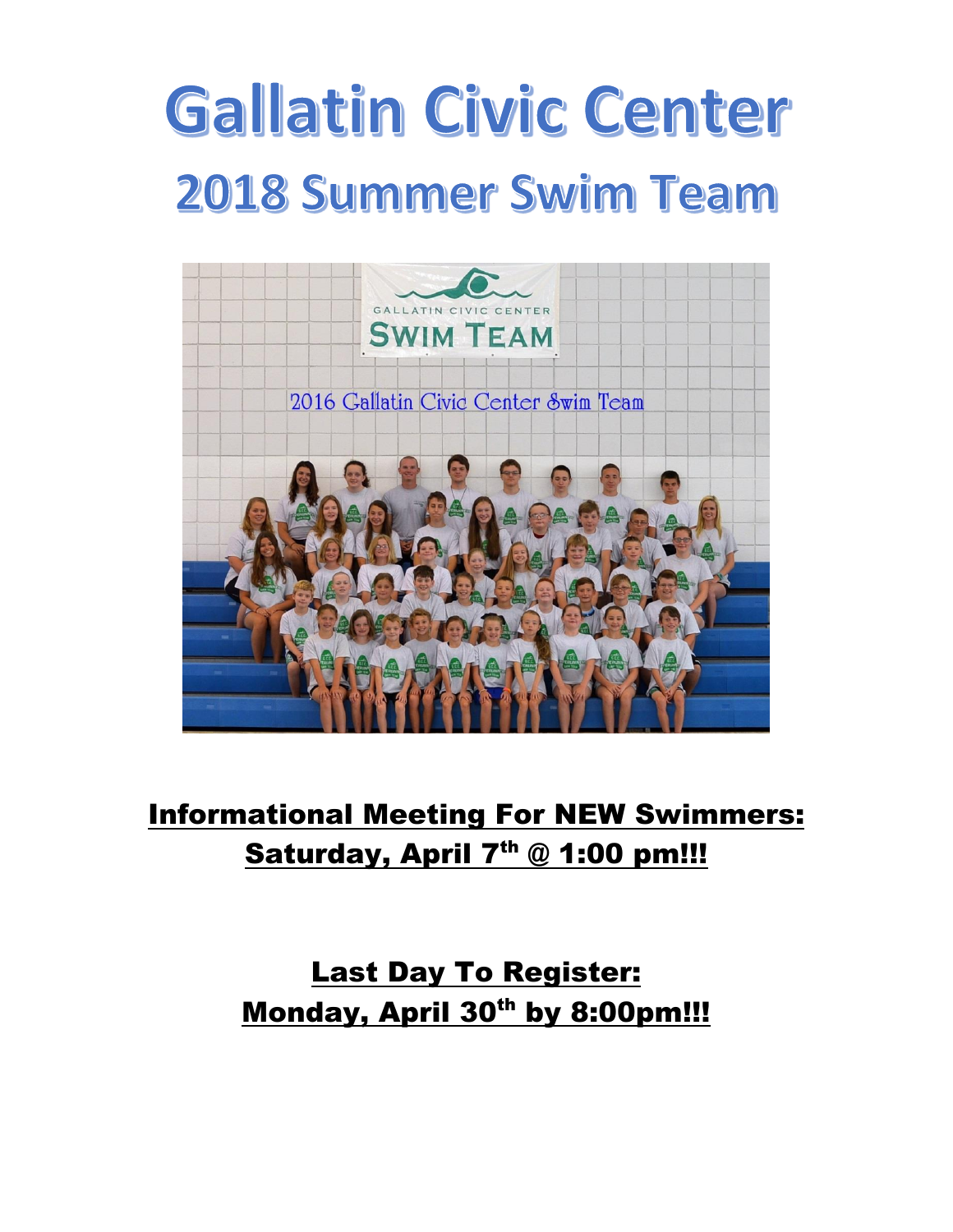# Gallatin Civic Center

## 2018 Summer Swim Team

**<u>Informational Meeting For NEW Swimmers:</u>**
**<u>Saturday, April 7th @ 1:00 pm!!!</u>**

**<u>Last Day To Register:</u>**
**<u>Monday, April 30th by 8:00pm!!!</u>**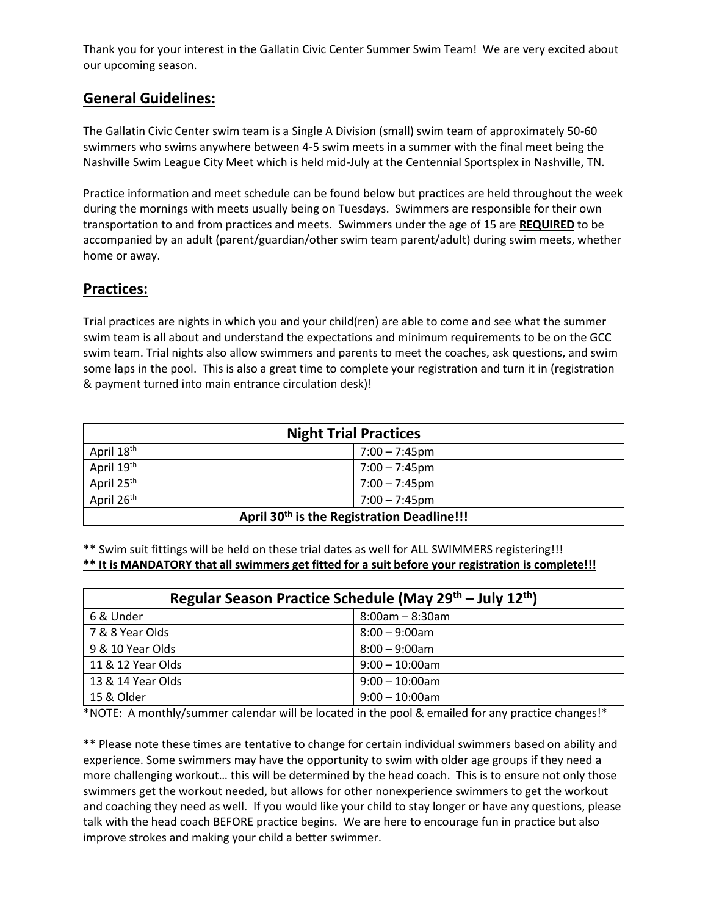Thank you for your interest in the Gallatin Civic Center Summer Swim Team! We are very excited about our upcoming season.

## General Guidelines:

The Gallatin Civic Center swim team is a Single A Division (small) swim team of approximately 50-60 swimmers who swims anywhere between 4-5 swim meets in a summer with the final meet being the Nashville Swim League City Meet which is held mid-July at the Centennial Sportsplex in Nashville, TN.

Practice information and meet schedule can be found below but practices are held throughout the week during the mornings with meets usually being on Tuesdays. Swimmers are responsible for their own transportation to and from practices and meets. Swimmers under the age of 15 are **REQUIRED** to be accompanied by an adult (parent/guardian/other swim team parent/adult) during swim meets, whether home or away.

## Practices:

Trial practices are nights in which you and your child(ren) are able to come and see what the summer swim team is all about and understand the expectations and minimum requirements to be on the GCC swim team. Trial nights also allow swimmers and parents to meet the coaches, ask questions, and swim some laps in the pool. This is also a great time to complete your registration and turn it in (registration & payment turned into main entrance circulation desk)!

| **Night Trial Practices** | |
|---|---|
| April 18th | 7:00 – 7:45pm |
| April 19th | 7:00 – 7:45pm |
| April 25th | 7:00 – 7:45pm |
| April 26th | 7:00 – 7:45pm |
| **April 30th is the Registration Deadline!!!** | |

** Swim suit fittings will be held on these trial dates as well for ALL SWIMMERS registering!!!
**** It is MANDATORY that all swimmers get fitted for a suit before your registration is complete!!!**

| **Regular Season Practice Schedule (May 29th – July 12th)** | |
|---|---|
| 6 & Under | 8:00am – 8:30am |
| 7 & 8 Year Olds | 8:00 – 9:00am |
| 9 & 10 Year Olds | 8:00 – 9:00am |
| 11 & 12 Year Olds | 9:00 – 10:00am |
| 13 & 14 Year Olds | 9:00 – 10:00am |
| 15 & Older | 9:00 – 10:00am |

*NOTE: A monthly/summer calendar will be located in the pool & emailed for any practice changes!*

** Please note these times are tentative to change for certain individual swimmers based on ability and experience. Some swimmers may have the opportunity to swim with older age groups if they need a more challenging workout… this will be determined by the head coach. This is to ensure not only those swimmers get the workout needed, but allows for other nonexperience swimmers to get the workout and coaching they need as well. If you would like your child to stay longer or have any questions, please talk with the head coach BEFORE practice begins. We are here to encourage fun in practice but also improve strokes and making your child a better swimmer.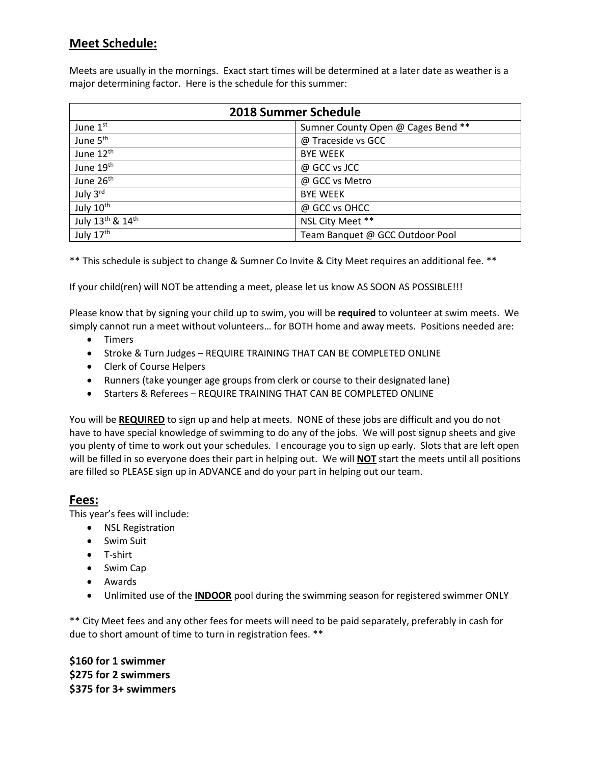## Meet Schedule:

Meets are usually in the mornings. Exact start times will be determined at a later date as weather is a major determining factor. Here is the schedule for this summer:

| 2018 Summer Schedule | |
|---|---|
| June 1st | Sumner County Open @ Cages Bend ** |
| June 5th | @ Traceside vs GCC |
| June 12th | BYE WEEK |
| June 19th | @ GCC vs JCC |
| June 26th | @ GCC vs Metro |
| July 3rd | BYE WEEK |
| July 10th | @ GCC vs OHCC |
| July 13th & 14th | NSL City Meet ** |
| July 17th | Team Banquet @ GCC Outdoor Pool |

** This schedule is subject to change & Sumner Co Invite & City Meet requires an additional fee. **

If your child(ren) will NOT be attending a meet, please let us know AS SOON AS POSSIBLE!!!

Please know that by signing your child up to swim, you will be **required** to volunteer at swim meets. We simply cannot run a meet without volunteers… for BOTH home and away meets. Positions needed are:

- Timers
- Stroke & Turn Judges – REQUIRE TRAINING THAT CAN BE COMPLETED ONLINE
- Clerk of Course Helpers
- Runners (take younger age groups from clerk or course to their designated lane)
- Starters & Referees – REQUIRE TRAINING THAT CAN BE COMPLETED ONLINE

You will be **REQUIRED** to sign up and help at meets. NONE of these jobs are difficult and you do not have to have special knowledge of swimming to do any of the jobs. We will post signup sheets and give you plenty of time to work out your schedules. I encourage you to sign up early. Slots that are left open will be filled in so everyone does their part in helping out. We will **NOT** start the meets until all positions are filled so PLEASE sign up in ADVANCE and do your part in helping out our team.

## Fees:

This year's fees will include:

- NSL Registration
- Swim Suit
- T-shirt
- Swim Cap
- Awards
- Unlimited use of the **INDOOR** pool during the swimming season for registered swimmer ONLY

** City Meet fees and any other fees for meets will need to be paid separately, preferably in cash for due to short amount of time to turn in registration fees. **

**$160 for 1 swimmer**
**$275 for 2 swimmers**
**$375 for 3+ swimmers**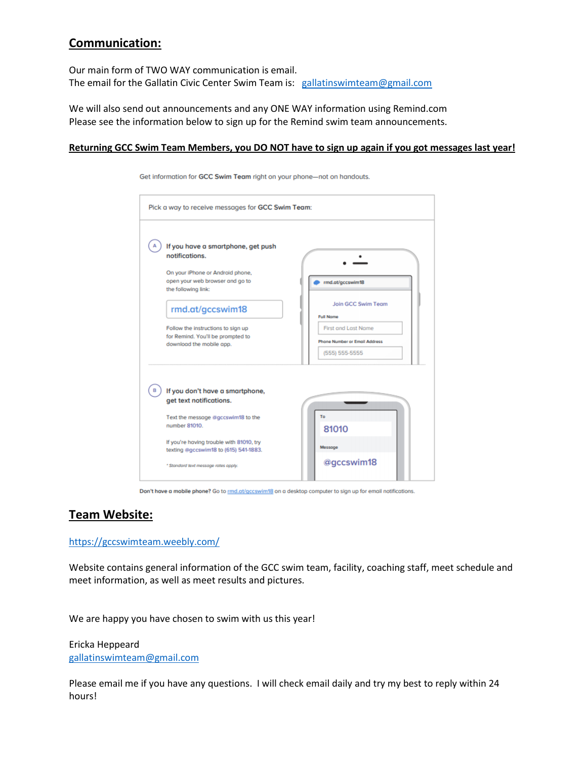## Communication:

Our main form of TWO WAY communication is email.
The email for the Gallatin Civic Center Swim Team is: gallatinswimteam@gmail.com

We will also send out announcements and any ONE WAY information using Remind.com
Please see the information below to sign up for the Remind swim team announcements.

**Returning GCC Swim Team Members, you DO NOT have to sign up again if you got messages last year!**

Get information for **GCC Swim Team** right on your phone—not on handouts.

Pick a way to receive messages for **GCC Swim Team**:

**A) If you have a smartphone, get push notifications.**

On your iPhone or Android phone, open your web browser and go to the following link:

rmd.at/gccswim18

Follow the instructions to sign up for Remind. You'll be prompted to download the mobile app.

rmd.at/gccswim18

Join GCC Swim Team

Full Name

First and Last Name

Phone Number or Email Address

(555) 555-5555

**B) If you don't have a smartphone, get text notifications.**

Text the message @gccswim18 to the number 81010.

If you're having trouble with 81010, try texting @gccswim18 to (615) 541-1883.

*\* Standard text message rates apply.*

To

81010

Message

@gccswim18

**Don't have a mobile phone?** Go to rmd.at/gccswim18 on a desktop computer to sign up for email notifications.

## Team Website:

https://gccswimteam.weebly.com/

Website contains general information of the GCC swim team, facility, coaching staff, meet schedule and meet information, as well as meet results and pictures.

We are happy you have chosen to swim with us this year!

Ericka Heppeard
gallatinswimteam@gmail.com

Please email me if you have any questions. I will check email daily and try my best to reply within 24 hours!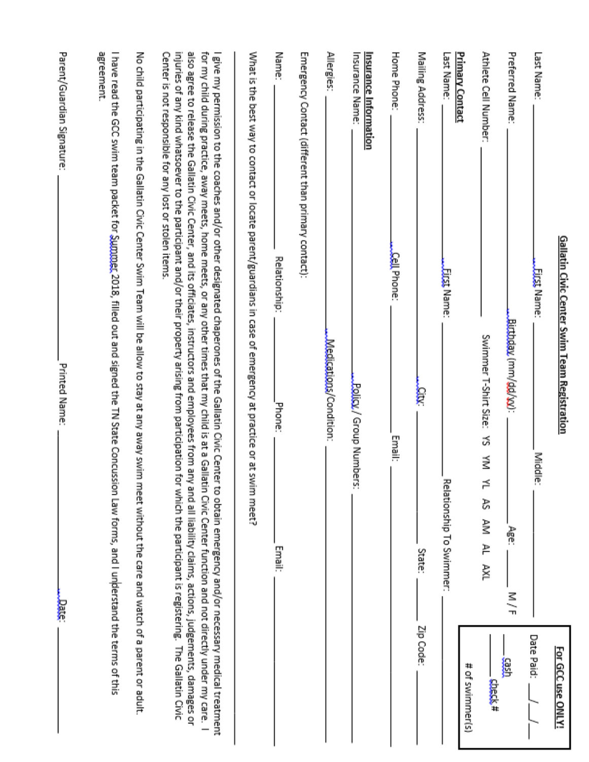## Gallatin Civic Center Swim Team Registration

**For GCC use ONLY!**

Date Paid: ___/___/___

____ cash ____ check #

# of swimmer(s)

Last Name: ______________ First Name: ______________ Middle: ______________

Preferred Name: ______________ Birthday (mm/dd/yy): ______________ Age: ______ M / F

Athlete Cell Number: ______________ Swimmer T-Shirt Size: YS YM YL AS AM AL AXL

**Primary Contact**

Last Name: ______________ First Name: ______________ Relationship To Swimmer: ______________

Mailing Address: ______________ City: ______________ State: ______ Zip Code: ______

Home Phone: ______________ Cell Phone: ______________ Email: ______________

**Insurance Information**

Insurance Name: ______________ Policy / Group Numbers: ______________

Allergies: ______________ Medications/Condition: ______________

Emergency Contact (different than primary contact):

Name: ______________ Relationship: ______________ Phone: ______________ Email: ______________

What is the best way to contact or locate parent/guardians in case of emergency at practice or at swim meet?

_______________________________________________

I give my permission to the coaches and/or other designated chaperones of the Gallatin Civic Center to obtain emergency and/or necessary medical treatment for my child during practice, away meets, home meets, or any other times that my child is at a Gallatin Civic Center function and not directly under my care. I also agree to release the Gallatin Civic Center, and its officiates, instructors and employees from any and all liability claims, actions, judgements, damages or injuries of any kind whatsoever to the participant and/or their property arising from participation for which the participant is registering. The Gallatin Civic Center is not responsible for any lost or stolen items.

No child participating in the Gallatin Civic Center Swim Team will be allow to stay at any away swim meet without the care and watch of a parent or adult.

I have read the GCC swim team packet for Summer 2018, filled out and signed the TN State Concussion Law forms, and I understand the terms of this agreement.

Parent/Guardian Signature: ______________ Printed Name: ______________ Date: ______________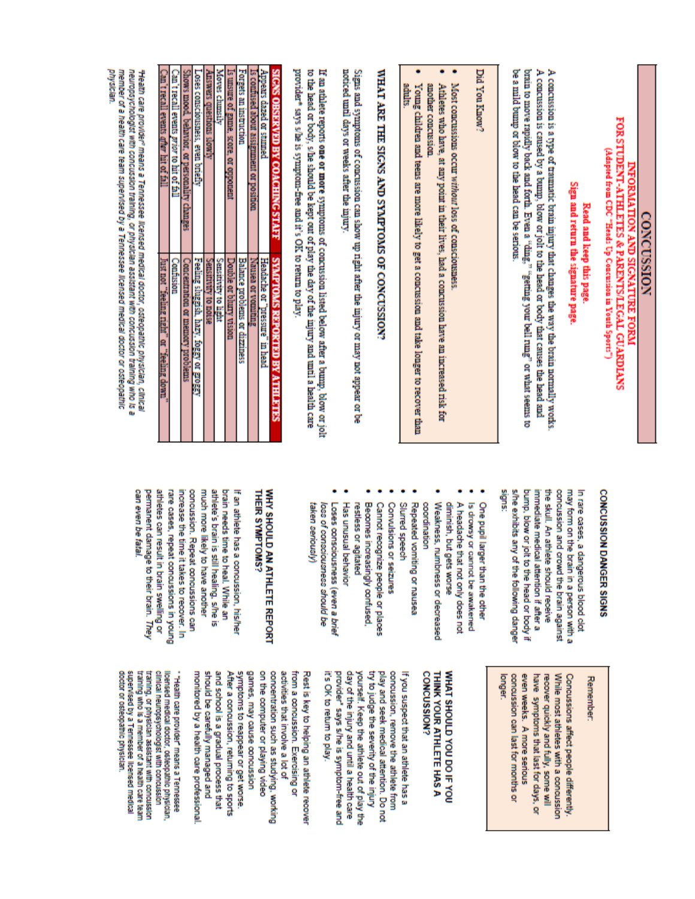# CONCUSSION

## INFORMATION AND SIGNATURE FORM FOR STUDENT-ATHLETES & PARENTS/LEGAL GUARDIANS

(Adapted from CDC "Heads Up Concussion in Youth Sports")

**Read and keep this page.**
**Sign and return the signature page.**

A concussion is a type of traumatic brain injury that changes the way the brain normally works. A concussion is caused by a bump, blow or jolt to the head or body that causes the head and brain to move rapidly back and forth. Even a "ding," "getting your bell rung" or what seems to be a mild bump or blow to the head can be serious.

Did You Know?

- Most concussions occur *without* loss of consciousness.
- Athletes who have, at any point in their lives, had a concussion have an increased risk for another concussion.
- Young children and teens are more likely to get a concussion and take longer to recover than adults.

## WHAT ARE THE SIGNS AND SYMPTOMS OF CONCUSSION?

Signs and symptoms of concussion can show up right after the injury or may not appear or be noticed until days or weeks after the injury.

If an athlete reports **one or more** symptoms of concussion listed below after a bump, blow or jolt to the head or body, s/he should be kept out of play the day of the injury and until a health care provider* says s/he is symptom-free and it's OK to return to play.

| SIGNS OBSERVED BY COACHING STAFF | SYMPTOMS REPORTED BY ATHLETES |
|---|---|
| Appears dazed or stunned | Headache or "pressure" in head |
| Is confused about assignment or position | Nausea or vomiting |
| Forgets an instruction | Balance problems or dizziness |
| Is unsure of game, score, or opponent | Double or blurry vision |
| Moves clumsily | Sensitivity to light |
| Answers questions slowly | Sensitivity to noise |
| Loses consciousness, even briefly | Feeling sluggish, hazy, foggy or groggy |
| Shows mood, behavior, or personality changes | Concentration or memory problems |
| Can't recall events *prior* to hit or fall | Confusion |
| Can't recall events *after* hit or fall | Just not "feeling right" or "feeling down" |

*Health care provider" means a Tennessee licensed medical doctor, osteopathic physician, clinical neuropsychologist with concussion training, or physician assistant with concussion training who is a member of a health care team supervised by a Tennessee licensed medical doctor or osteopathic physician.

## CONCUSSION DANGER SIGNS

In rare cases, a dangerous blood clot may form on the brain in a person with a concussion and crowd the brain against the skull. An athlete should receive immediate medical attention if after a bump, blow or jolt to the head or body if s/he exhibits any of the following danger signs:

- One pupil larger than the other
- Is drowsy or cannot be awakened
- A headache that not only does not diminish, but gets worse
- Weakness, numbness or decreased coordination
- Repeated vomiting or nausea
- Slurred speech
- Convulsions or seizures
- Cannot recognize people or places
- Becomes increasingly confused, restless or agitated
- Has unusual behavior
- Loses consciousness (*even a brief loss of consciousness should be taken seriously*)

## WHY SHOULD AN ATHLETE REPORT THEIR SYMPTOMS?

If an athlete has a concussion, his/her brain needs time to heal. While an athlete's brain is still healing, s/he is much more likely to have another concussion. Repeat concussions can increase the time it takes to recover. In rare cases, repeat concussions in young athletes can result in brain swelling or permanent damage to their brain. *They can even be fatal.*

Remember:

Concussions affect people differently. While most athletes with a concussion recover quickly and fully, some will have symptoms that last for days, or even weeks. A more serious concussion can last for months or longer.

## WHAT SHOULD YOU DO IF YOU THINK YOUR ATHLETE HAS A CONCUSSION?

If you suspect that an athlete has a concussion, remove the athlete from play and seek medical attention. Do not try to judge the severity of the injury yourself. Keep the athlete out of play the day of the injury and until a health care provider* says s/he is symptom-free and it's OK to return to play.

Rest is key to helping an athlete recover from a concussion. Exercising or activities that involve a lot of concentration such as studying, working on the computer or playing video games, may cause concussion symptoms to reappear or get worse. After a concussion, returning to sports and school is a gradual process that should be carefully managed and monitored by a health care professional.

* "Health care provider" means a Tennessee licensed medical doctor, osteopathic physician, clinical neuropsychologist with concussion training, or physician assistant with concussion training who is a member of a health care team supervised by a Tennessee licensed medical doctor or osteopathic physician.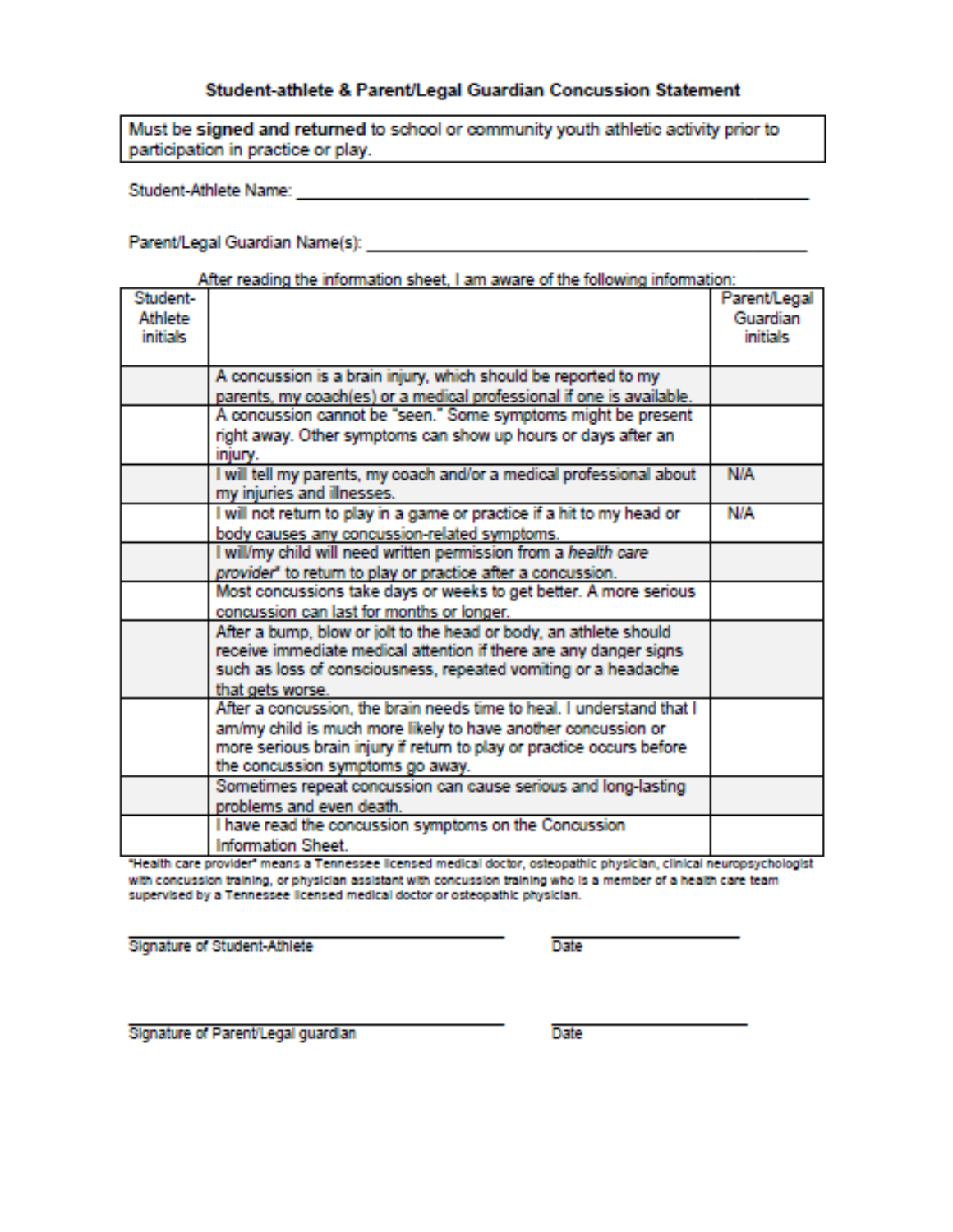## Student-athlete & Parent/Legal Guardian Concussion Statement

Must be **signed and returned** to school or community youth athletic activity prior to participation in practice or play.

Student-Athlete Name: ____________________________________________

Parent/Legal Guardian Name(s): ____________________________________

After reading the information sheet, I am aware of the following information:

| Student-Athlete initials | | Parent/Legal Guardian initials |
|---|---|---|
| | A concussion is a brain injury, which should be reported to my parents, my coach(es) or a medical professional if one is available. | |
| | A concussion cannot be "seen." Some symptoms might be present right away. Other symptoms can show up hours or days after an injury. | |
| | I will tell my parents, my coach and/or a medical professional about my injuries and illnesses. | N/A |
| | I will not return to play in a game or practice if a hit to my head or body causes any concussion-related symptoms. | N/A |
| | I will/my child will need written permission from a *health care provider*\* to return to play or practice after a concussion. | |
| | Most concussions take days or weeks to get better. A more serious concussion can last for months or longer. | |
| | After a bump, blow or jolt to the head or body, an athlete should receive immediate medical attention if there are any danger signs such as loss of consciousness, repeated vomiting or a headache that gets worse. | |
| | After a concussion, the brain needs time to heal. I understand that I am/my child is much more likely to have another concussion or more serious brain injury if return to play or practice occurs before the concussion symptoms go away. | |
| | Sometimes repeat concussion can cause serious and long-lasting problems and even death. | |
| | I have read the concussion symptoms on the Concussion Information Sheet. | |

\*Health care provider" means a Tennessee licensed medical doctor, osteopathic physician, clinical neuropsychologist with concussion training, or physician assistant with concussion training who is a member of a health care team supervised by a Tennessee licensed medical doctor or osteopathic physician.

______________________________ ______________

Signature of Student-Athlete Date

______________________________ ______________

Signature of Parent/Legal guardian Date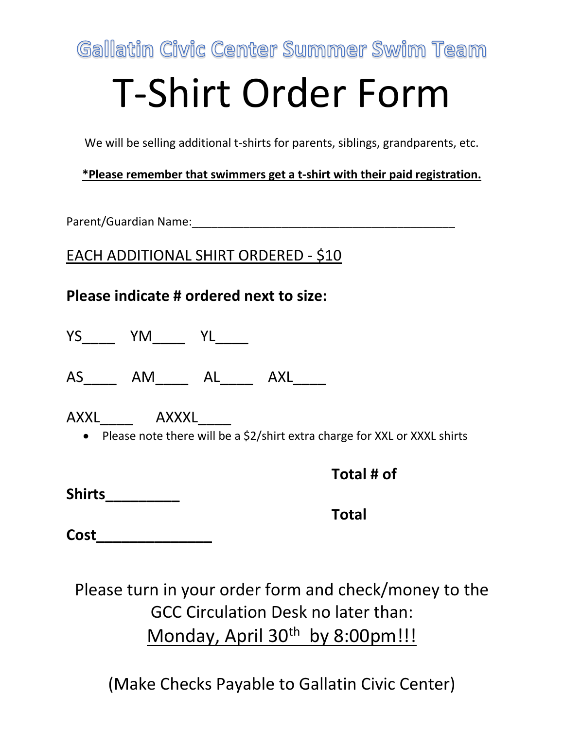## Gallatin Civic Center Summer Swim Team

# T-Shirt Order Form

We will be selling additional t-shirts for parents, siblings, grandparents, etc.

**<u>*Please remember that swimmers get a t-shirt with their paid registration.</u>**

Parent/Guardian Name:__________________________________________

<u>EACH ADDITIONAL SHIRT ORDERED - $10</u>

**Please indicate # ordered next to size:**

YS____ YM____ YL____

AS____ AM____ AL____ AXL____

AXXL____ AXXXL____

- Please note there will be a $2/shirt extra charge for XXL or XXXL shirts

**Total # of Shirts_________**

**Total Cost______________**

Please turn in your order form and check/money to the GCC Circulation Desk no later than:

<u>Monday, April 30th by 8:00pm!!!</u>

(Make Checks Payable to Gallatin Civic Center)